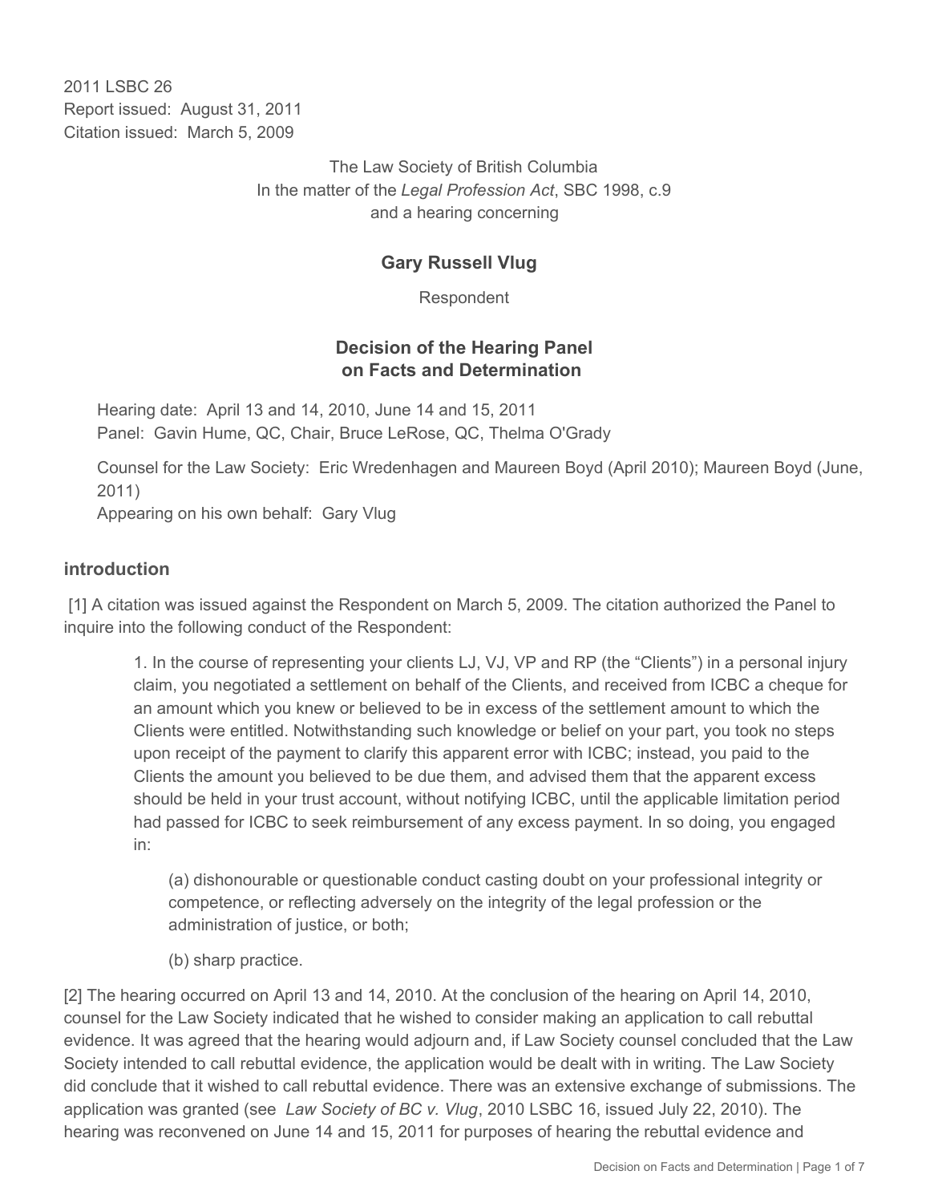2011 LSBC 26
Report issued: August 31, 2011
Citation issued: March 5, 2009

The Law Society of British Columbia
In the matter of the *Legal Profession Act*, SBC 1998, c.9
and a hearing concerning

**Gary Russell Vlug**

Respondent

**Decision of the Hearing Panel on Facts and Determination**

Hearing date: April 13 and 14, 2010, June 14 and 15, 2011
Panel: Gavin Hume, QC, Chair, Bruce LeRose, QC, Thelma O'Grady

Counsel for the Law Society: Eric Wredenhagen and Maureen Boyd (April 2010); Maureen Boyd (June, 2011)
Appearing on his own behalf: Gary Vlug

## introduction

[1] A citation was issued against the Respondent on March 5, 2009. The citation authorized the Panel to inquire into the following conduct of the Respondent:

> 1. In the course of representing your clients LJ, VJ, VP and RP (the "Clients") in a personal injury claim, you negotiated a settlement on behalf of the Clients, and received from ICBC a cheque for an amount which you knew or believed to be in excess of the settlement amount to which the Clients were entitled. Notwithstanding such knowledge or belief on your part, you took no steps upon receipt of the payment to clarify this apparent error with ICBC; instead, you paid to the Clients the amount you believed to be due them, and advised them that the apparent excess should be held in your trust account, without notifying ICBC, until the applicable limitation period had passed for ICBC to seek reimbursement of any excess payment. In so doing, you engaged in:
>
> > (a) dishonourable or questionable conduct casting doubt on your professional integrity or competence, or reflecting adversely on the integrity of the legal profession or the administration of justice, or both;
> >
> > (b) sharp practice.

[2] The hearing occurred on April 13 and 14, 2010. At the conclusion of the hearing on April 14, 2010, counsel for the Law Society indicated that he wished to consider making an application to call rebuttal evidence. It was agreed that the hearing would adjourn and, if Law Society counsel concluded that the Law Society intended to call rebuttal evidence, the application would be dealt with in writing. The Law Society did conclude that it wished to call rebuttal evidence. There was an extensive exchange of submissions. The application was granted (see *Law Society of BC v. Vlug*, 2010 LSBC 16, issued July 22, 2010). The hearing was reconvened on June 14 and 15, 2011 for purposes of hearing the rebuttal evidence and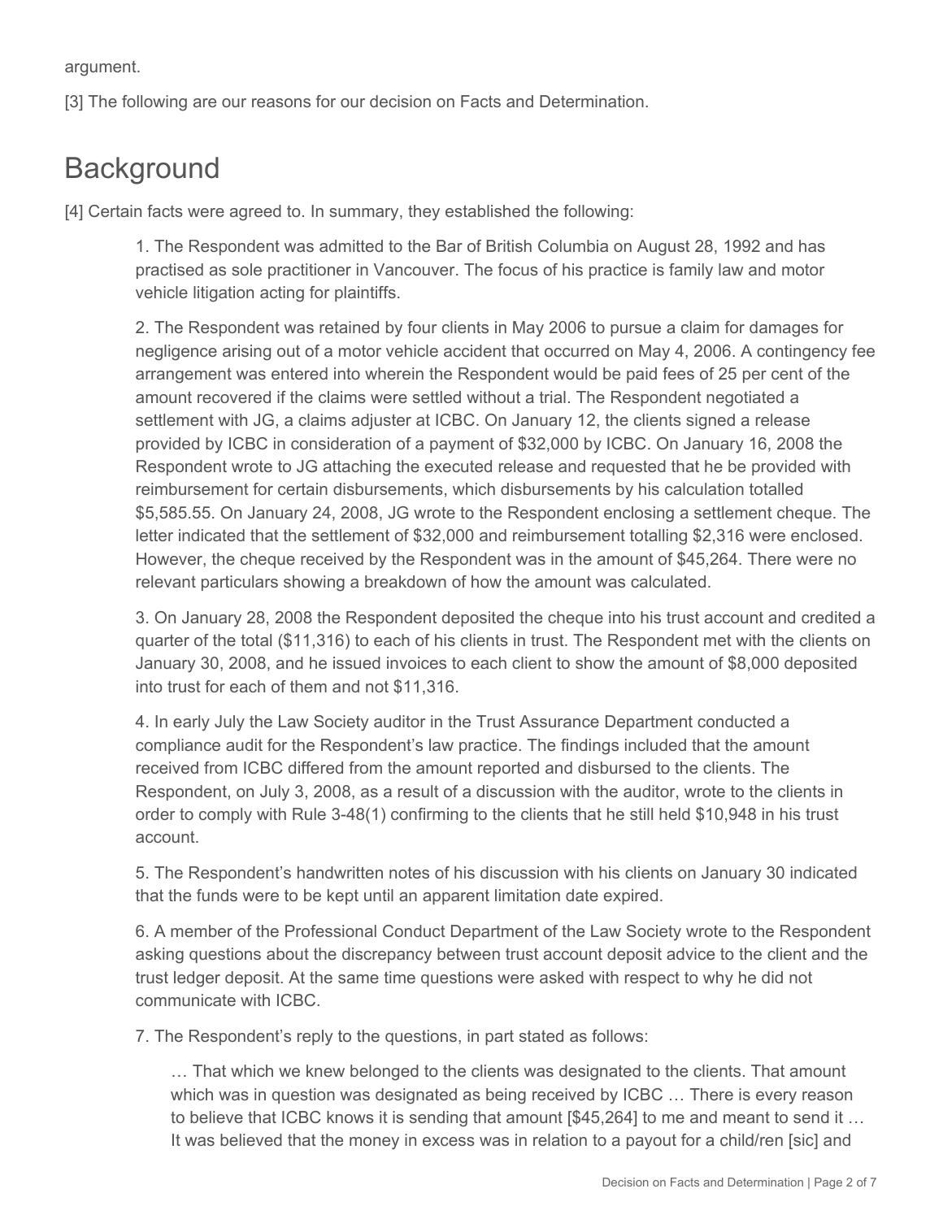argument.

[3] The following are our reasons for our decision on Facts and Determination.

# Background

[4] Certain facts were agreed to. In summary, they established the following:

> 1. The Respondent was admitted to the Bar of British Columbia on August 28, 1992 and has practised as sole practitioner in Vancouver. The focus of his practice is family law and motor vehicle litigation acting for plaintiffs.
>
> 2. The Respondent was retained by four clients in May 2006 to pursue a claim for damages for negligence arising out of a motor vehicle accident that occurred on May 4, 2006. A contingency fee arrangement was entered into wherein the Respondent would be paid fees of 25 per cent of the amount recovered if the claims were settled without a trial. The Respondent negotiated a settlement with JG, a claims adjuster at ICBC. On January 12, the clients signed a release provided by ICBC in consideration of a payment of $32,000 by ICBC. On January 16, 2008 the Respondent wrote to JG attaching the executed release and requested that he be provided with reimbursement for certain disbursements, which disbursements by his calculation totalled $5,585.55. On January 24, 2008, JG wrote to the Respondent enclosing a settlement cheque. The letter indicated that the settlement of $32,000 and reimbursement totalling $2,316 were enclosed. However, the cheque received by the Respondent was in the amount of $45,264. There were no relevant particulars showing a breakdown of how the amount was calculated.
>
> 3. On January 28, 2008 the Respondent deposited the cheque into his trust account and credited a quarter of the total ($11,316) to each of his clients in trust. The Respondent met with the clients on January 30, 2008, and he issued invoices to each client to show the amount of $8,000 deposited into trust for each of them and not $11,316.
>
> 4. In early July the Law Society auditor in the Trust Assurance Department conducted a compliance audit for the Respondent's law practice. The findings included that the amount received from ICBC differed from the amount reported and disbursed to the clients. The Respondent, on July 3, 2008, as a result of a discussion with the auditor, wrote to the clients in order to comply with Rule 3-48(1) confirming to the clients that he still held $10,948 in his trust account.
>
> 5. The Respondent's handwritten notes of his discussion with his clients on January 30 indicated that the funds were to be kept until an apparent limitation date expired.
>
> 6. A member of the Professional Conduct Department of the Law Society wrote to the Respondent asking questions about the discrepancy between trust account deposit advice to the client and the trust ledger deposit. At the same time questions were asked with respect to why he did not communicate with ICBC.
>
> 7. The Respondent's reply to the questions, in part stated as follows:
>
> > … That which we knew belonged to the clients was designated to the clients. That amount which was in question was designated as being received by ICBC … There is every reason to believe that ICBC knows it is sending that amount [$45,264] to me and meant to send it … It was believed that the money in excess was in relation to a payout for a child/ren [sic] and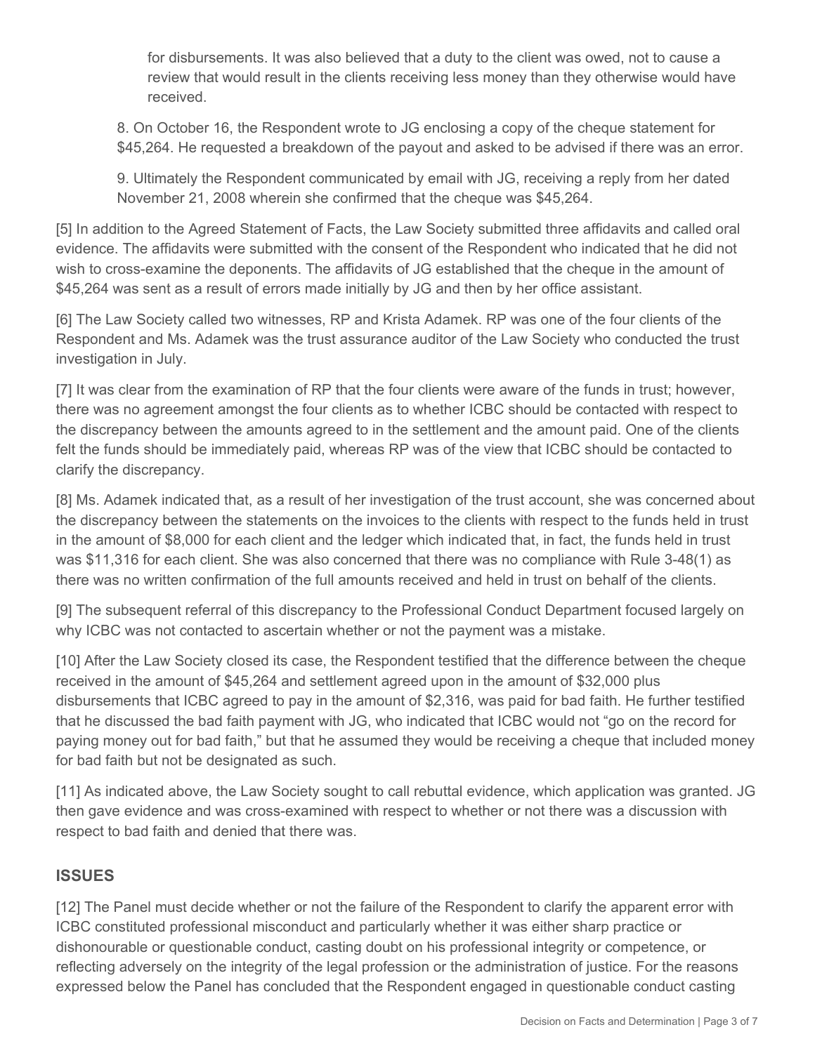for disbursements. It was also believed that a duty to the client was owed, not to cause a review that would result in the clients receiving less money than they otherwise would have received.

8. On October 16, the Respondent wrote to JG enclosing a copy of the cheque statement for $45,264. He requested a breakdown of the payout and asked to be advised if there was an error.

9. Ultimately the Respondent communicated by email with JG, receiving a reply from her dated November 21, 2008 wherein she confirmed that the cheque was $45,264.

[5] In addition to the Agreed Statement of Facts, the Law Society submitted three affidavits and called oral evidence. The affidavits were submitted with the consent of the Respondent who indicated that he did not wish to cross-examine the deponents. The affidavits of JG established that the cheque in the amount of $45,264 was sent as a result of errors made initially by JG and then by her office assistant.

[6] The Law Society called two witnesses, RP and Krista Adamek. RP was one of the four clients of the Respondent and Ms. Adamek was the trust assurance auditor of the Law Society who conducted the trust investigation in July.

[7] It was clear from the examination of RP that the four clients were aware of the funds in trust; however, there was no agreement amongst the four clients as to whether ICBC should be contacted with respect to the discrepancy between the amounts agreed to in the settlement and the amount paid. One of the clients felt the funds should be immediately paid, whereas RP was of the view that ICBC should be contacted to clarify the discrepancy.

[8] Ms. Adamek indicated that, as a result of her investigation of the trust account, she was concerned about the discrepancy between the statements on the invoices to the clients with respect to the funds held in trust in the amount of $8,000 for each client and the ledger which indicated that, in fact, the funds held in trust was $11,316 for each client. She was also concerned that there was no compliance with Rule 3-48(1) as there was no written confirmation of the full amounts received and held in trust on behalf of the clients.

[9] The subsequent referral of this discrepancy to the Professional Conduct Department focused largely on why ICBC was not contacted to ascertain whether or not the payment was a mistake.

[10] After the Law Society closed its case, the Respondent testified that the difference between the cheque received in the amount of $45,264 and settlement agreed upon in the amount of $32,000 plus disbursements that ICBC agreed to pay in the amount of $2,316, was paid for bad faith. He further testified that he discussed the bad faith payment with JG, who indicated that ICBC would not "go on the record for paying money out for bad faith," but that he assumed they would be receiving a cheque that included money for bad faith but not be designated as such.

[11] As indicated above, the Law Society sought to call rebuttal evidence, which application was granted. JG then gave evidence and was cross-examined with respect to whether or not there was a discussion with respect to bad faith and denied that there was.

## ISSUES

[12] The Panel must decide whether or not the failure of the Respondent to clarify the apparent error with ICBC constituted professional misconduct and particularly whether it was either sharp practice or dishonourable or questionable conduct, casting doubt on his professional integrity or competence, or reflecting adversely on the integrity of the legal profession or the administration of justice. For the reasons expressed below the Panel has concluded that the Respondent engaged in questionable conduct casting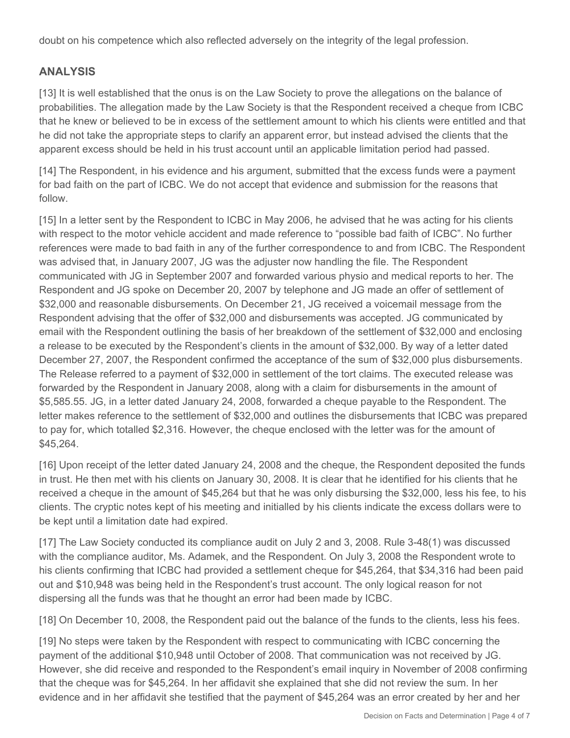doubt on his competence which also reflected adversely on the integrity of the legal profession.

## ANALYSIS

[13] It is well established that the onus is on the Law Society to prove the allegations on the balance of probabilities. The allegation made by the Law Society is that the Respondent received a cheque from ICBC that he knew or believed to be in excess of the settlement amount to which his clients were entitled and that he did not take the appropriate steps to clarify an apparent error, but instead advised the clients that the apparent excess should be held in his trust account until an applicable limitation period had passed.

[14] The Respondent, in his evidence and his argument, submitted that the excess funds were a payment for bad faith on the part of ICBC. We do not accept that evidence and submission for the reasons that follow.

[15] In a letter sent by the Respondent to ICBC in May 2006, he advised that he was acting for his clients with respect to the motor vehicle accident and made reference to "possible bad faith of ICBC". No further references were made to bad faith in any of the further correspondence to and from ICBC. The Respondent was advised that, in January 2007, JG was the adjuster now handling the file. The Respondent communicated with JG in September 2007 and forwarded various physio and medical reports to her. The Respondent and JG spoke on December 20, 2007 by telephone and JG made an offer of settlement of $32,000 and reasonable disbursements. On December 21, JG received a voicemail message from the Respondent advising that the offer of $32,000 and disbursements was accepted. JG communicated by email with the Respondent outlining the basis of her breakdown of the settlement of $32,000 and enclosing a release to be executed by the Respondent's clients in the amount of $32,000. By way of a letter dated December 27, 2007, the Respondent confirmed the acceptance of the sum of $32,000 plus disbursements. The Release referred to a payment of $32,000 in settlement of the tort claims. The executed release was forwarded by the Respondent in January 2008, along with a claim for disbursements in the amount of $5,585.55. JG, in a letter dated January 24, 2008, forwarded a cheque payable to the Respondent. The letter makes reference to the settlement of $32,000 and outlines the disbursements that ICBC was prepared to pay for, which totalled $2,316. However, the cheque enclosed with the letter was for the amount of $45,264.

[16] Upon receipt of the letter dated January 24, 2008 and the cheque, the Respondent deposited the funds in trust. He then met with his clients on January 30, 2008. It is clear that he identified for his clients that he received a cheque in the amount of $45,264 but that he was only disbursing the $32,000, less his fee, to his clients. The cryptic notes kept of his meeting and initialled by his clients indicate the excess dollars were to be kept until a limitation date had expired.

[17] The Law Society conducted its compliance audit on July 2 and 3, 2008. Rule 3-48(1) was discussed with the compliance auditor, Ms. Adamek, and the Respondent. On July 3, 2008 the Respondent wrote to his clients confirming that ICBC had provided a settlement cheque for $45,264, that $34,316 had been paid out and $10,948 was being held in the Respondent's trust account. The only logical reason for not dispersing all the funds was that he thought an error had been made by ICBC.

[18] On December 10, 2008, the Respondent paid out the balance of the funds to the clients, less his fees.

[19] No steps were taken by the Respondent with respect to communicating with ICBC concerning the payment of the additional $10,948 until October of 2008. That communication was not received by JG. However, she did receive and responded to the Respondent's email inquiry in November of 2008 confirming that the cheque was for $45,264. In her affidavit she explained that she did not review the sum. In her evidence and in her affidavit she testified that the payment of $45,264 was an error created by her and her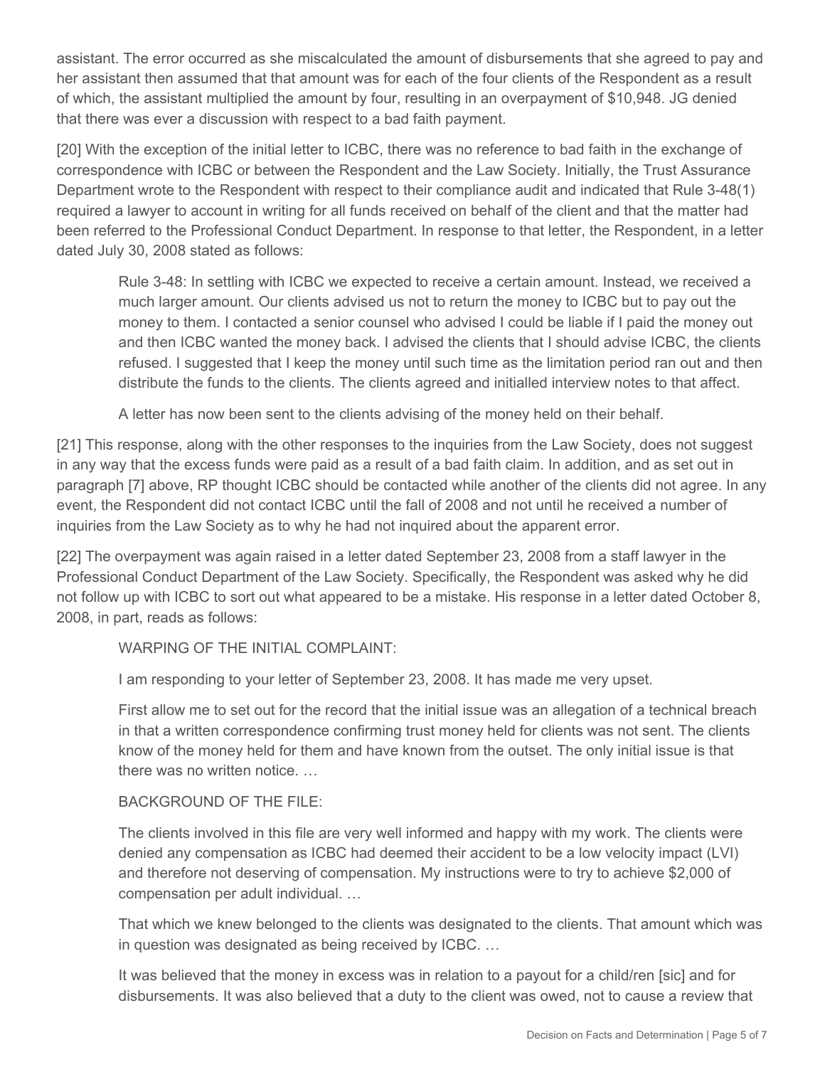assistant. The error occurred as she miscalculated the amount of disbursements that she agreed to pay and her assistant then assumed that that amount was for each of the four clients of the Respondent as a result of which, the assistant multiplied the amount by four, resulting in an overpayment of $10,948. JG denied that there was ever a discussion with respect to a bad faith payment.

[20] With the exception of the initial letter to ICBC, there was no reference to bad faith in the exchange of correspondence with ICBC or between the Respondent and the Law Society. Initially, the Trust Assurance Department wrote to the Respondent with respect to their compliance audit and indicated that Rule 3-48(1) required a lawyer to account in writing for all funds received on behalf of the client and that the matter had been referred to the Professional Conduct Department. In response to that letter, the Respondent, in a letter dated July 30, 2008 stated as follows:

> Rule 3-48: In settling with ICBC we expected to receive a certain amount. Instead, we received a much larger amount. Our clients advised us not to return the money to ICBC but to pay out the money to them. I contacted a senior counsel who advised I could be liable if I paid the money out and then ICBC wanted the money back. I advised the clients that I should advise ICBC, the clients refused. I suggested that I keep the money until such time as the limitation period ran out and then distribute the funds to the clients. The clients agreed and initialled interview notes to that affect.
>
> A letter has now been sent to the clients advising of the money held on their behalf.

[21] This response, along with the other responses to the inquiries from the Law Society, does not suggest in any way that the excess funds were paid as a result of a bad faith claim. In addition, and as set out in paragraph [7] above, RP thought ICBC should be contacted while another of the clients did not agree. In any event, the Respondent did not contact ICBC until the fall of 2008 and not until he received a number of inquiries from the Law Society as to why he had not inquired about the apparent error.

[22] The overpayment was again raised in a letter dated September 23, 2008 from a staff lawyer in the Professional Conduct Department of the Law Society. Specifically, the Respondent was asked why he did not follow up with ICBC to sort out what appeared to be a mistake. His response in a letter dated October 8, 2008, in part, reads as follows:

> WARPING OF THE INITIAL COMPLAINT:
>
> I am responding to your letter of September 23, 2008. It has made me very upset.
>
> First allow me to set out for the record that the initial issue was an allegation of a technical breach in that a written correspondence confirming trust money held for clients was not sent. The clients know of the money held for them and have known from the outset. The only initial issue is that there was no written notice. …
>
> BACKGROUND OF THE FILE:
>
> The clients involved in this file are very well informed and happy with my work. The clients were denied any compensation as ICBC had deemed their accident to be a low velocity impact (LVI) and therefore not deserving of compensation. My instructions were to try to achieve $2,000 of compensation per adult individual. …
>
> That which we knew belonged to the clients was designated to the clients. That amount which was in question was designated as being received by ICBC. …
>
> It was believed that the money in excess was in relation to a payout for a child/ren [sic] and for disbursements. It was also believed that a duty to the client was owed, not to cause a review that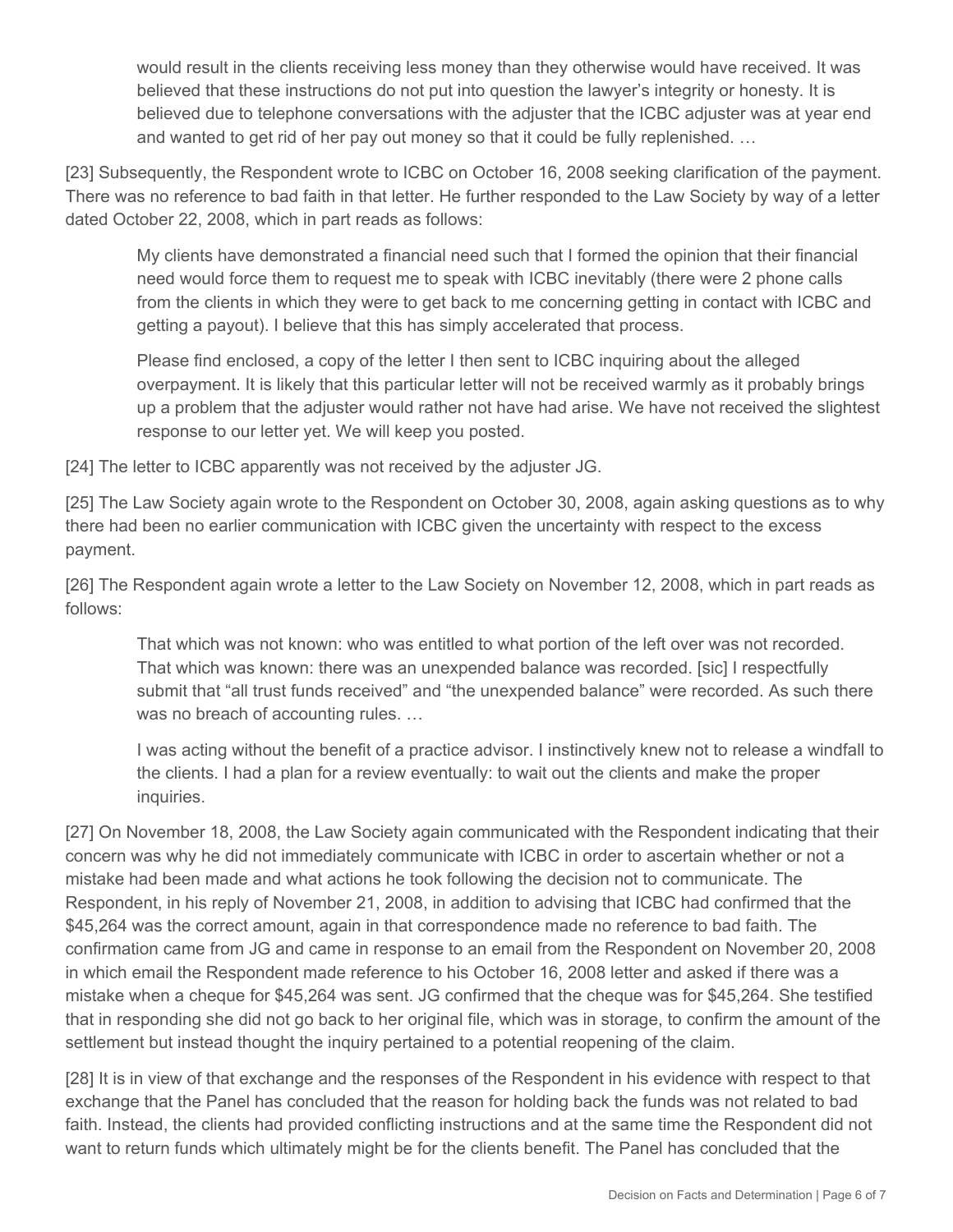> would result in the clients receiving less money than they otherwise would have received. It was believed that these instructions do not put into question the lawyer's integrity or honesty. It is believed due to telephone conversations with the adjuster that the ICBC adjuster was at year end and wanted to get rid of her pay out money so that it could be fully replenished. …

[23] Subsequently, the Respondent wrote to ICBC on October 16, 2008 seeking clarification of the payment. There was no reference to bad faith in that letter. He further responded to the Law Society by way of a letter dated October 22, 2008, which in part reads as follows:

> My clients have demonstrated a financial need such that I formed the opinion that their financial need would force them to request me to speak with ICBC inevitably (there were 2 phone calls from the clients in which they were to get back to me concerning getting in contact with ICBC and getting a payout). I believe that this has simply accelerated that process.
>
> Please find enclosed, a copy of the letter I then sent to ICBC inquiring about the alleged overpayment. It is likely that this particular letter will not be received warmly as it probably brings up a problem that the adjuster would rather not have had arise. We have not received the slightest response to our letter yet. We will keep you posted.

[24] The letter to ICBC apparently was not received by the adjuster JG.

[25] The Law Society again wrote to the Respondent on October 30, 2008, again asking questions as to why there had been no earlier communication with ICBC given the uncertainty with respect to the excess payment.

[26] The Respondent again wrote a letter to the Law Society on November 12, 2008, which in part reads as follows:

> That which was not known: who was entitled to what portion of the left over was not recorded. That which was known: there was an unexpended balance was recorded. [sic] I respectfully submit that "all trust funds received" and "the unexpended balance" were recorded. As such there was no breach of accounting rules. …
>
> I was acting without the benefit of a practice advisor. I instinctively knew not to release a windfall to the clients. I had a plan for a review eventually: to wait out the clients and make the proper inquiries.

[27] On November 18, 2008, the Law Society again communicated with the Respondent indicating that their concern was why he did not immediately communicate with ICBC in order to ascertain whether or not a mistake had been made and what actions he took following the decision not to communicate. The Respondent, in his reply of November 21, 2008, in addition to advising that ICBC had confirmed that the $45,264 was the correct amount, again in that correspondence made no reference to bad faith. The confirmation came from JG and came in response to an email from the Respondent on November 20, 2008 in which email the Respondent made reference to his October 16, 2008 letter and asked if there was a mistake when a cheque for $45,264 was sent. JG confirmed that the cheque was for $45,264. She testified that in responding she did not go back to her original file, which was in storage, to confirm the amount of the settlement but instead thought the inquiry pertained to a potential reopening of the claim.

[28] It is in view of that exchange and the responses of the Respondent in his evidence with respect to that exchange that the Panel has concluded that the reason for holding back the funds was not related to bad faith. Instead, the clients had provided conflicting instructions and at the same time the Respondent did not want to return funds which ultimately might be for the clients benefit. The Panel has concluded that the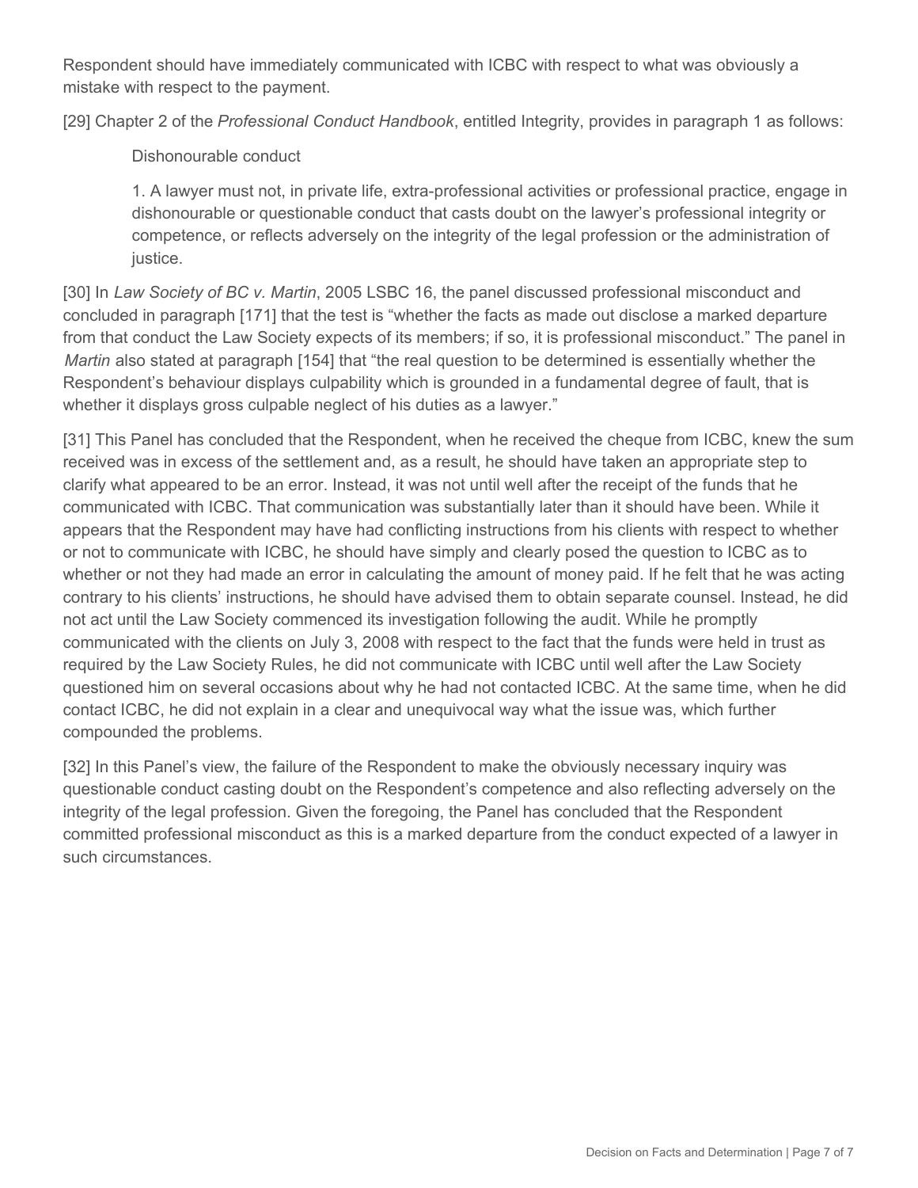Respondent should have immediately communicated with ICBC with respect to what was obviously a mistake with respect to the payment.

[29] Chapter 2 of the *Professional Conduct Handbook*, entitled Integrity, provides in paragraph 1 as follows:

> Dishonourable conduct
>
> 1. A lawyer must not, in private life, extra-professional activities or professional practice, engage in dishonourable or questionable conduct that casts doubt on the lawyer's professional integrity or competence, or reflects adversely on the integrity of the legal profession or the administration of justice.

[30] In *Law Society of BC v. Martin*, 2005 LSBC 16, the panel discussed professional misconduct and concluded in paragraph [171] that the test is "whether the facts as made out disclose a marked departure from that conduct the Law Society expects of its members; if so, it is professional misconduct." The panel in *Martin* also stated at paragraph [154] that "the real question to be determined is essentially whether the Respondent's behaviour displays culpability which is grounded in a fundamental degree of fault, that is whether it displays gross culpable neglect of his duties as a lawyer."

[31] This Panel has concluded that the Respondent, when he received the cheque from ICBC, knew the sum received was in excess of the settlement and, as a result, he should have taken an appropriate step to clarify what appeared to be an error. Instead, it was not until well after the receipt of the funds that he communicated with ICBC. That communication was substantially later than it should have been. While it appears that the Respondent may have had conflicting instructions from his clients with respect to whether or not to communicate with ICBC, he should have simply and clearly posed the question to ICBC as to whether or not they had made an error in calculating the amount of money paid. If he felt that he was acting contrary to his clients' instructions, he should have advised them to obtain separate counsel. Instead, he did not act until the Law Society commenced its investigation following the audit. While he promptly communicated with the clients on July 3, 2008 with respect to the fact that the funds were held in trust as required by the Law Society Rules, he did not communicate with ICBC until well after the Law Society questioned him on several occasions about why he had not contacted ICBC. At the same time, when he did contact ICBC, he did not explain in a clear and unequivocal way what the issue was, which further compounded the problems.

[32] In this Panel's view, the failure of the Respondent to make the obviously necessary inquiry was questionable conduct casting doubt on the Respondent's competence and also reflecting adversely on the integrity of the legal profession. Given the foregoing, the Panel has concluded that the Respondent committed professional misconduct as this is a marked departure from the conduct expected of a lawyer in such circumstances.